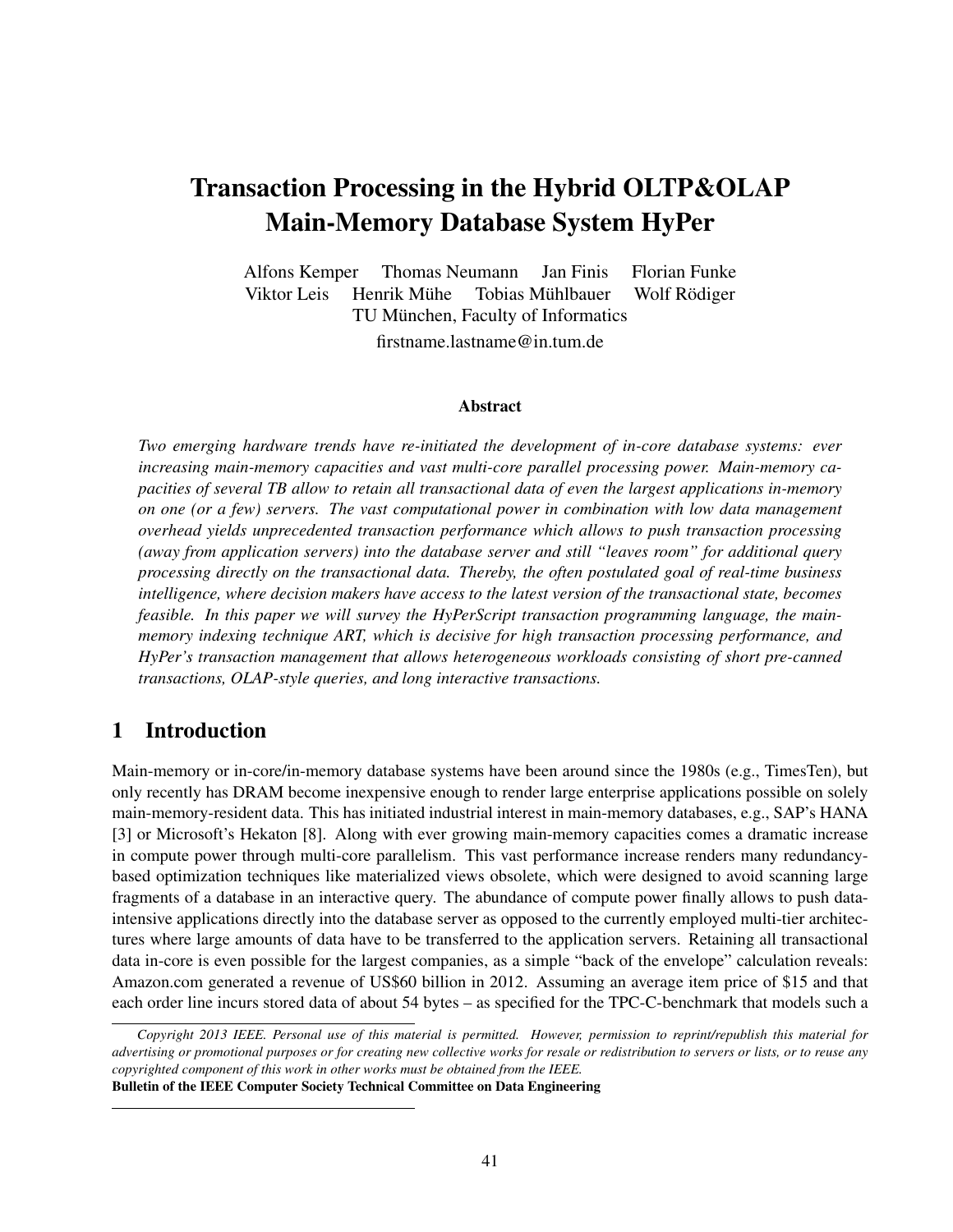# Transaction Processing in the Hybrid OLTP&OLAP Main-Memory Database System HyPer

Alfons Kemper Thomas Neumann Jan Finis Florian Funke
Viktor Leis Henrik Mühe Tobias Mühlbauer Wolf Rödiger
TU München, Faculty of Informatics
firstname.lastname@in.tum.de

### Abstract

*Two emerging hardware trends have re-initiated the development of in-core database systems: ever increasing main-memory capacities and vast multi-core parallel processing power. Main-memory capacities of several TB allow to retain all transactional data of even the largest applications in-memory on one (or a few) servers. The vast computational power in combination with low data management overhead yields unprecedented transaction performance which allows to push transaction processing (away from application servers) into the database server and still "leaves room" for additional query processing directly on the transactional data. Thereby, the often postulated goal of real-time business intelligence, where decision makers have access to the latest version of the transactional state, becomes feasible. In this paper we will survey the HyPerScript transaction programming language, the main-memory indexing technique ART, which is decisive for high transaction processing performance, and HyPer's transaction management that allows heterogeneous workloads consisting of short pre-canned transactions, OLAP-style queries, and long interactive transactions.*

## 1 Introduction

Main-memory or in-core/in-memory database systems have been around since the 1980s (e.g., TimesTen), but only recently has DRAM become inexpensive enough to render large enterprise applications possible on solely main-memory-resident data. This has initiated industrial interest in main-memory databases, e.g., SAP's HANA [3] or Microsoft's Hekaton [8]. Along with ever growing main-memory capacities comes a dramatic increase in compute power through multi-core parallelism. This vast performance increase renders many redundancy-based optimization techniques like materialized views obsolete, which were designed to avoid scanning large fragments of a database in an interactive query. The abundance of compute power finally allows to push data-intensive applications directly into the database server as opposed to the currently employed multi-tier architectures where large amounts of data have to be transferred to the application servers. Retaining all transactional data in-core is even possible for the largest companies, as a simple "back of the envelope" calculation reveals: Amazon.com generated a revenue of US$60 billion in 2012. Assuming an average item price of $15 and that each order line incurs stored data of about 54 bytes – as specified for the TPC-C-benchmark that models such a

*Copyright 2013 IEEE. Personal use of this material is permitted. However, permission to reprint/republish this material for advertising or promotional purposes or for creating new collective works for resale or redistribution to servers or lists, or to reuse any copyrighted component of this work in other works must be obtained from the IEEE.*
**Bulletin of the IEEE Computer Society Technical Committee on Data Engineering**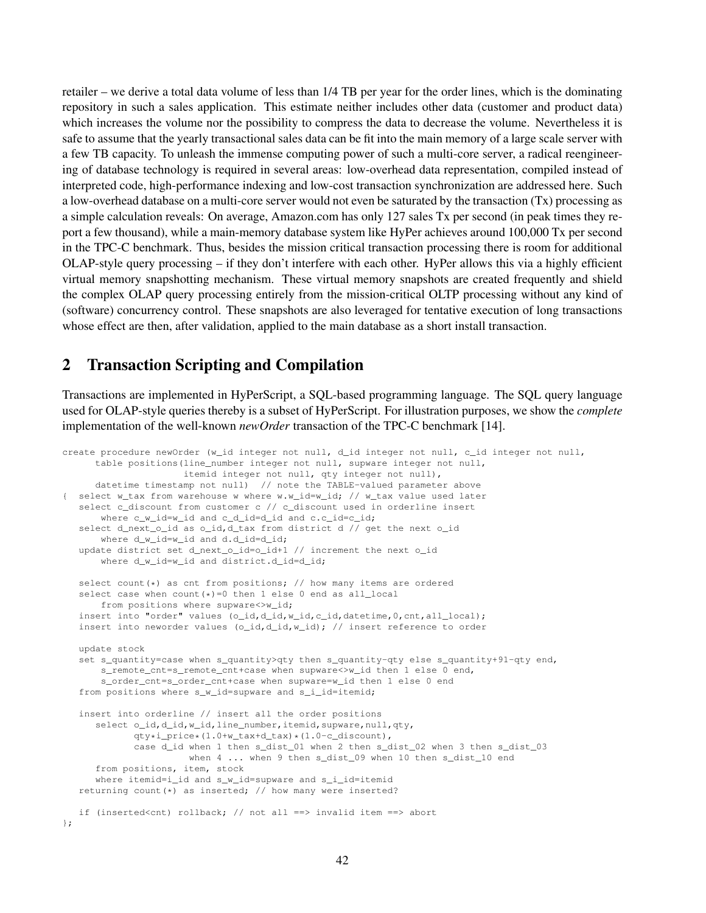retailer – we derive a total data volume of less than 1/4 TB per year for the order lines, which is the dominating repository in such a sales application. This estimate neither includes other data (customer and product data) which increases the volume nor the possibility to compress the data to decrease the volume. Nevertheless it is safe to assume that the yearly transactional sales data can be fit into the main memory of a large scale server with a few TB capacity. To unleash the immense computing power of such a multi-core server, a radical reengineering of database technology is required in several areas: low-overhead data representation, compiled instead of interpreted code, high-performance indexing and low-cost transaction synchronization are addressed here. Such a low-overhead database on a multi-core server would not even be saturated by the transaction (Tx) processing as a simple calculation reveals: On average, Amazon.com has only 127 sales Tx per second (in peak times they report a few thousand), while a main-memory database system like HyPer achieves around 100,000 Tx per second in the TPC-C benchmark. Thus, besides the mission critical transaction processing there is room for additional OLAP-style query processing – if they don't interfere with each other. HyPer allows this via a highly efficient virtual memory snapshotting mechanism. These virtual memory snapshots are created frequently and shield the complex OLAP query processing entirely from the mission-critical OLTP processing without any kind of (software) concurrency control. These snapshots are also leveraged for tentative execution of long transactions whose effect are then, after validation, applied to the main database as a short install transaction.

## 2 Transaction Scripting and Compilation

Transactions are implemented in HyPerScript, a SQL-based programming language. The SQL query language used for OLAP-style queries thereby is a subset of HyPerScript. For illustration purposes, we show the *complete* implementation of the well-known *newOrder* transaction of the TPC-C benchmark [14].

```
create procedure newOrder (w_id integer not null, d_id integer not null, c_id integer not null,
      table positions(line_number integer not null, supware integer not null,
                      itemid integer not null, qty integer not null),
      datetime timestamp not null)  // note the TABLE-valued parameter above
{  select w_tax from warehouse w where w.w_id=w_id; // w_tax value used later
   select c_discount from customer c // c_discount used in orderline insert
       where c_w_id=w_id and c_d_id=d_id and c.c_id=c_id;
   select d_next_o_id as o_id,d_tax from district d // get the next o_id
       where d_w_id=w_id and d.d_id=d_id;
   update district set d_next_o_id=o_id+1 // increment the next o_id
       where d_w_id=w_id and district.d_id=d_id;

   select count(*) as cnt from positions; // how many items are ordered
   select case when count(*)=0 then 1 else 0 end as all_local
       from positions where supware<>w_id;
   insert into "order" values (o_id,d_id,w_id,c_id,datetime,0,cnt,all_local);
   insert into neworder values (o_id,d_id,w_id); // insert reference to order

   update stock
   set s_quantity=case when s_quantity>qty then s_quantity-qty else s_quantity+91-qty end,
       s_remote_cnt=s_remote_cnt+case when supware<>w_id then 1 else 0 end,
       s_order_cnt=s_order_cnt+case when supware=w_id then 1 else 0 end
   from positions where s_w_id=supware and s_i_id=itemid;

   insert into orderline // insert all the order positions
      select o_id,d_id,w_id,line_number,itemid,supware,null,qty,
             qty*i_price*(1.0+w_tax+d_tax)*(1.0-c_discount),
             case d_id when 1 then s_dist_01 when 2 then s_dist_02 when 3 then s_dist_03
                       when 4 ... when 9 then s_dist_09 when 10 then s_dist_10 end
      from positions, item, stock
      where itemid=i_id and s_w_id=supware and s_i_id=itemid
   returning count(*) as inserted; // how many were inserted?

   if (inserted<cnt) rollback; // not all ==> invalid item ==> abort
};
```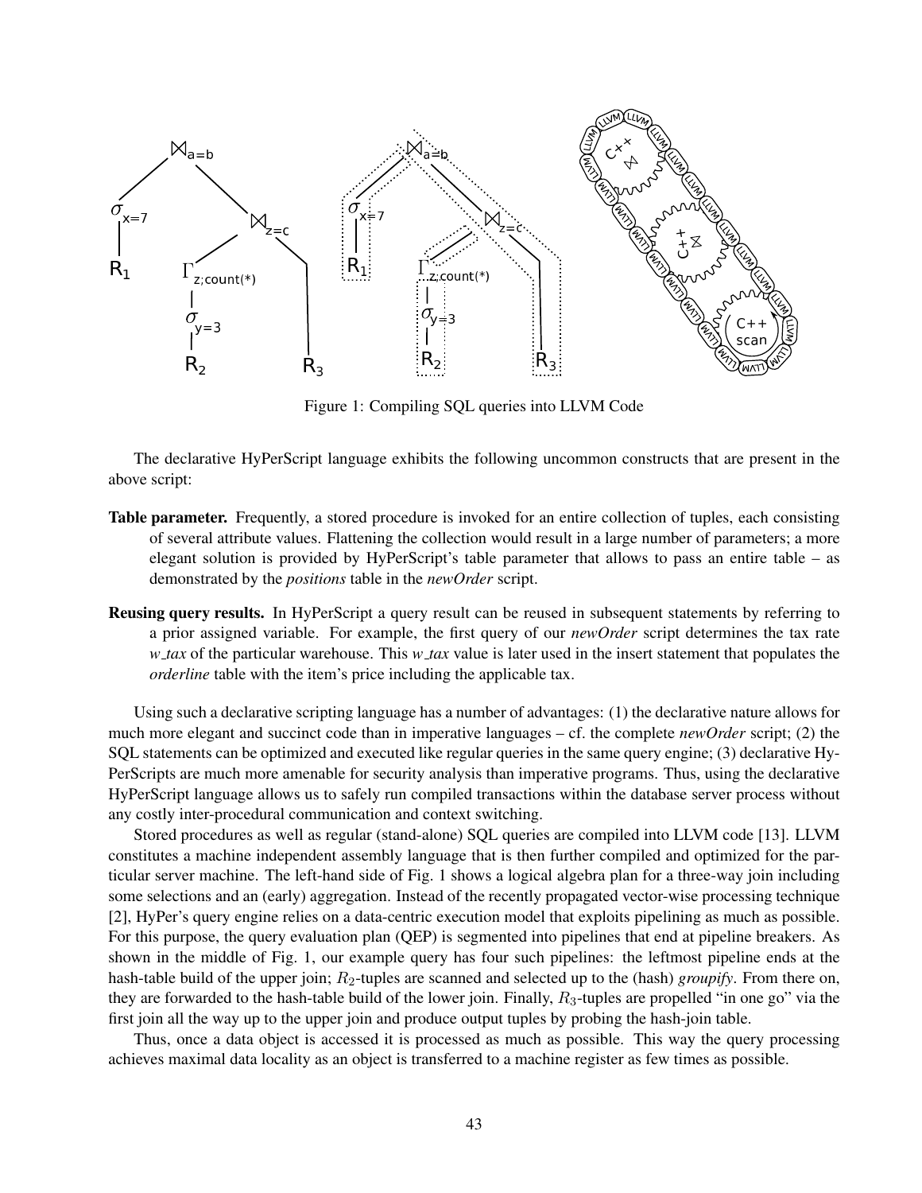Figure 1: Compiling SQL queries into LLVM Code

The declarative HyPerScript language exhibits the following uncommon constructs that are present in the above script:

**Table parameter.** Frequently, a stored procedure is invoked for an entire collection of tuples, each consisting of several attribute values. Flattening the collection would result in a large number of parameters; a more elegant solution is provided by HyPerScript's table parameter that allows to pass an entire table – as demonstrated by the *positions* table in the *newOrder* script.

**Reusing query results.** In HyPerScript a query result can be reused in subsequent statements by referring to a prior assigned variable. For example, the first query of our *newOrder* script determines the tax rate *w_tax* of the particular warehouse. This *w_tax* value is later used in the insert statement that populates the *orderline* table with the item's price including the applicable tax.

Using such a declarative scripting language has a number of advantages: (1) the declarative nature allows for much more elegant and succinct code than in imperative languages – cf. the complete *newOrder* script; (2) the SQL statements can be optimized and executed like regular queries in the same query engine; (3) declarative HyPerScripts are much more amenable for security analysis than imperative programs. Thus, using the declarative HyPerScript language allows us to safely run compiled transactions within the database server process without any costly inter-procedural communication and context switching.

Stored procedures as well as regular (stand-alone) SQL queries are compiled into LLVM code [13]. LLVM constitutes a machine independent assembly language that is then further compiled and optimized for the particular server machine. The left-hand side of Fig. 1 shows a logical algebra plan for a three-way join including some selections and an (early) aggregation. Instead of the recently propagated vector-wise processing technique [2], HyPer's query engine relies on a data-centric execution model that exploits pipelining as much as possible. For this purpose, the query evaluation plan (QEP) is segmented into pipelines that end at pipeline breakers. As shown in the middle of Fig. 1, our example query has four such pipelines: the leftmost pipeline ends at the hash-table build of the upper join; $R_2$-tuples are scanned and selected up to the (hash) *groupify*. From there on, they are forwarded to the hash-table build of the lower join. Finally, $R_3$-tuples are propelled "in one go" via the first join all the way up to the upper join and produce output tuples by probing the hash-join table.

Thus, once a data object is accessed it is processed as much as possible. This way the query processing achieves maximal data locality as an object is transferred to a machine register as few times as possible.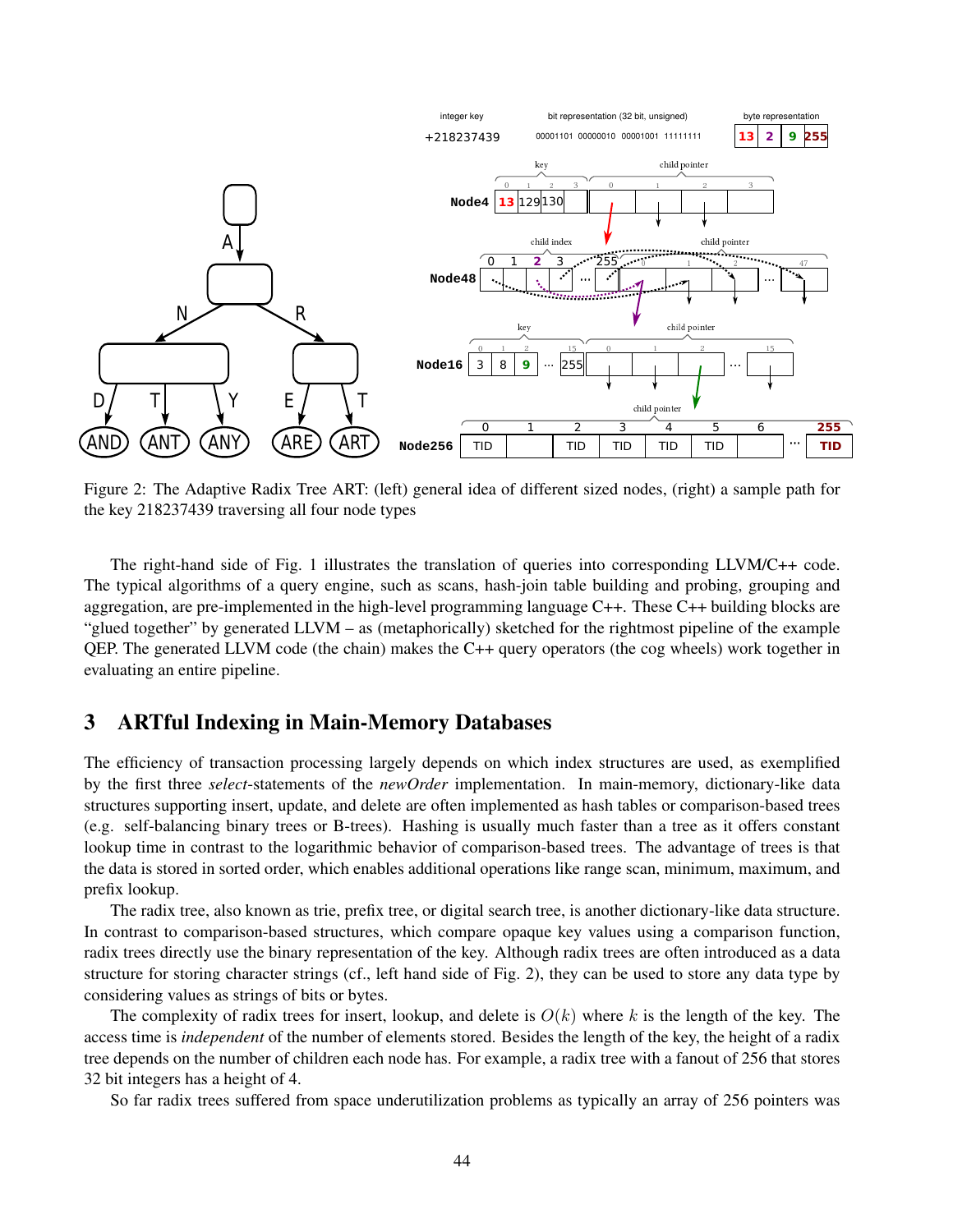Figure 2: The Adaptive Radix Tree ART: (left) general idea of different sized nodes, (right) a sample path for the key 218237439 traversing all four node types

The right-hand side of Fig. 1 illustrates the translation of queries into corresponding LLVM/C++ code. The typical algorithms of a query engine, such as scans, hash-join table building and probing, grouping and aggregation, are pre-implemented in the high-level programming language C++. These C++ building blocks are "glued together" by generated LLVM – as (metaphorically) sketched for the rightmost pipeline of the example QEP. The generated LLVM code (the chain) makes the C++ query operators (the cog wheels) work together in evaluating an entire pipeline.

## 3 ARTful Indexing in Main-Memory Databases

The efficiency of transaction processing largely depends on which index structures are used, as exemplified by the first three *select*-statements of the *newOrder* implementation. In main-memory, dictionary-like data structures supporting insert, update, and delete are often implemented as hash tables or comparison-based trees (e.g. self-balancing binary trees or B-trees). Hashing is usually much faster than a tree as it offers constant lookup time in contrast to the logarithmic behavior of comparison-based trees. The advantage of trees is that the data is stored in sorted order, which enables additional operations like range scan, minimum, maximum, and prefix lookup.

The radix tree, also known as trie, prefix tree, or digital search tree, is another dictionary-like data structure. In contrast to comparison-based structures, which compare opaque key values using a comparison function, radix trees directly use the binary representation of the key. Although radix trees are often introduced as a data structure for storing character strings (cf., left hand side of Fig. 2), they can be used to store any data type by considering values as strings of bits or bytes.

The complexity of radix trees for insert, lookup, and delete is $O(k)$ where $k$ is the length of the key. The access time is *independent* of the number of elements stored. Besides the length of the key, the height of a radix tree depends on the number of children each node has. For example, a radix tree with a fanout of 256 that stores 32 bit integers has a height of 4.

So far radix trees suffered from space underutilization problems as typically an array of 256 pointers was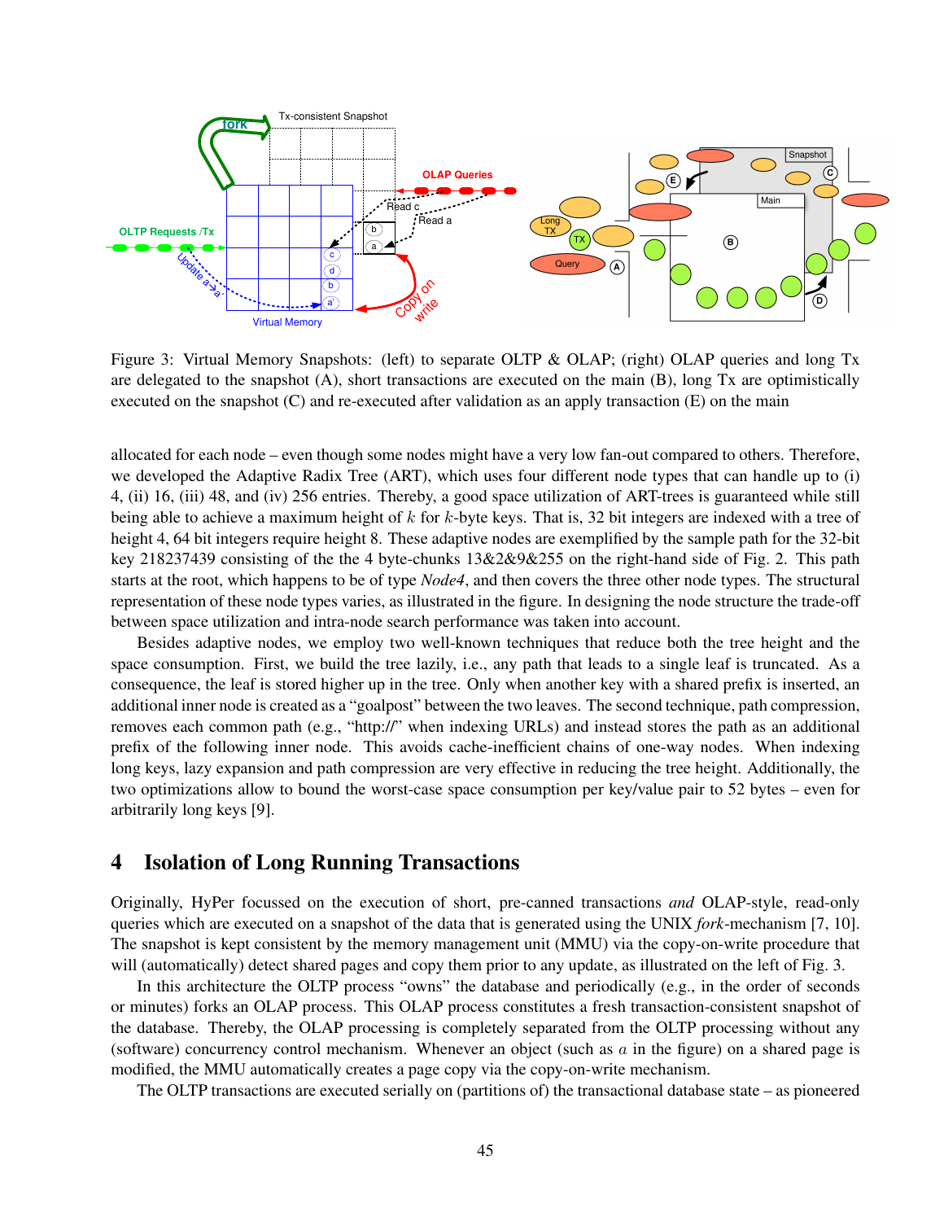Figure 3: Virtual Memory Snapshots: (left) to separate OLTP & OLAP; (right) OLAP queries and long Tx are delegated to the snapshot (A), short transactions are executed on the main (B), long Tx are optimistically executed on the snapshot (C) and re-executed after validation as an apply transaction (E) on the main

allocated for each node – even though some nodes might have a very low fan-out compared to others. Therefore, we developed the Adaptive Radix Tree (ART), which uses four different node types that can handle up to (i) 4, (ii) 16, (iii) 48, and (iv) 256 entries. Thereby, a good space utilization of ART-trees is guaranteed while still being able to achieve a maximum height of $k$ for $k$-byte keys. That is, 32 bit integers are indexed with a tree of height 4, 64 bit integers require height 8. These adaptive nodes are exemplified by the sample path for the 32-bit key 218237439 consisting of the the 4 byte-chunks 13&2&9&255 on the right-hand side of Fig. 2. This path starts at the root, which happens to be of type *Node4*, and then covers the three other node types. The structural representation of these node types varies, as illustrated in the figure. In designing the node structure the trade-off between space utilization and intra-node search performance was taken into account.

Besides adaptive nodes, we employ two well-known techniques that reduce both the tree height and the space consumption. First, we build the tree lazily, i.e., any path that leads to a single leaf is truncated. As a consequence, the leaf is stored higher up in the tree. Only when another key with a shared prefix is inserted, an additional inner node is created as a "goalpost" between the two leaves. The second technique, path compression, removes each common path (e.g., "http://" when indexing URLs) and instead stores the path as an additional prefix of the following inner node. This avoids cache-inefficient chains of one-way nodes. When indexing long keys, lazy expansion and path compression are very effective in reducing the tree height. Additionally, the two optimizations allow to bound the worst-case space consumption per key/value pair to 52 bytes – even for arbitrarily long keys [9].

## 4 Isolation of Long Running Transactions

Originally, HyPer focussed on the execution of short, pre-canned transactions *and* OLAP-style, read-only queries which are executed on a snapshot of the data that is generated using the UNIX *fork*-mechanism [7, 10]. The snapshot is kept consistent by the memory management unit (MMU) via the copy-on-write procedure that will (automatically) detect shared pages and copy them prior to any update, as illustrated on the left of Fig. 3.

In this architecture the OLTP process "owns" the database and periodically (e.g., in the order of seconds or minutes) forks an OLAP process. This OLAP process constitutes a fresh transaction-consistent snapshot of the database. Thereby, the OLAP processing is completely separated from the OLTP processing without any (software) concurrency control mechanism. Whenever an object (such as $a$ in the figure) on a shared page is modified, the MMU automatically creates a page copy via the copy-on-write mechanism.

The OLTP transactions are executed serially on (partitions of) the transactional database state – as pioneered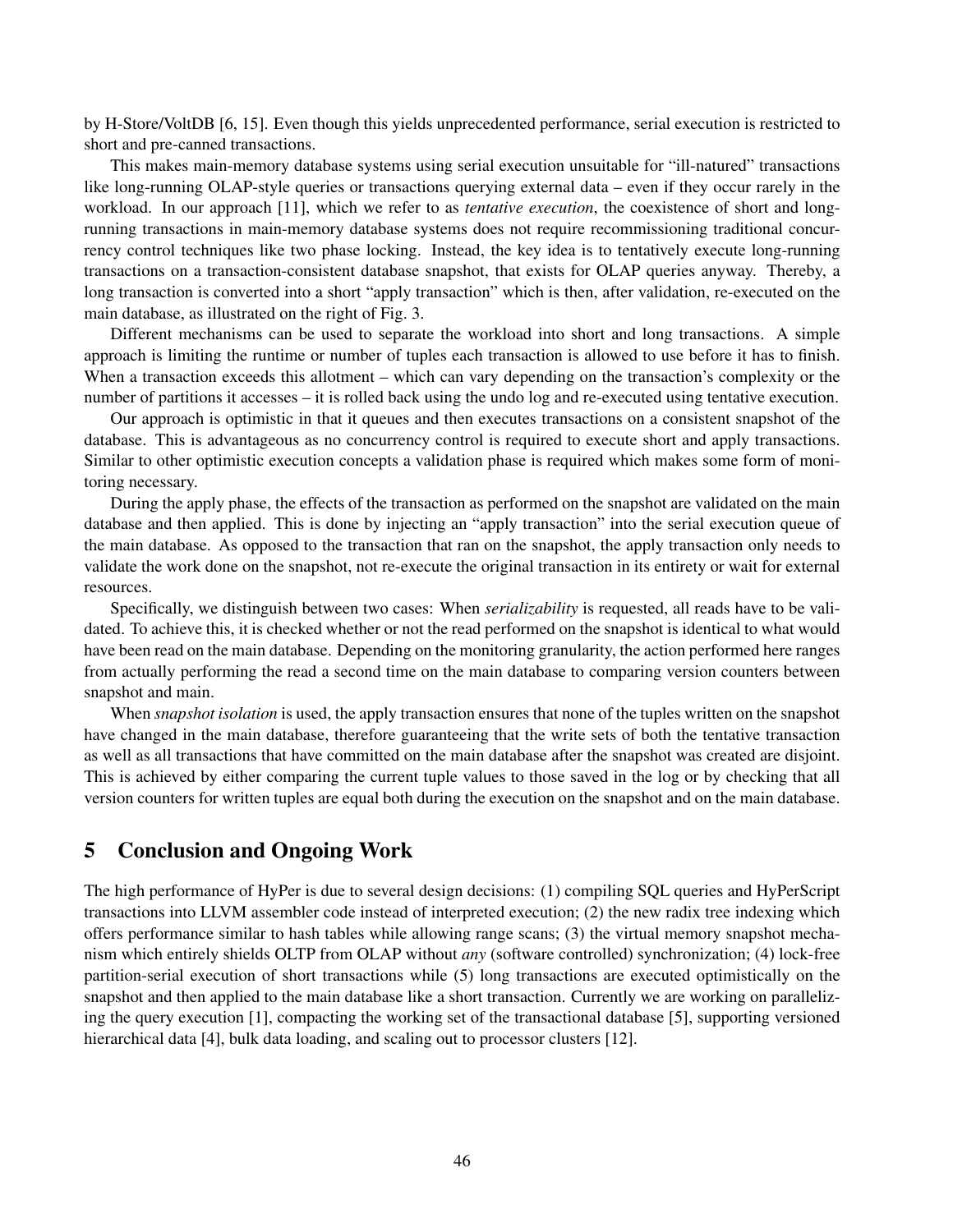by H-Store/VoltDB [6, 15]. Even though this yields unprecedented performance, serial execution is restricted to short and pre-canned transactions.

This makes main-memory database systems using serial execution unsuitable for "ill-natured" transactions like long-running OLAP-style queries or transactions querying external data – even if they occur rarely in the workload. In our approach [11], which we refer to as *tentative execution*, the coexistence of short and long-running transactions in main-memory database systems does not require recommissioning traditional concurrency control techniques like two phase locking. Instead, the key idea is to tentatively execute long-running transactions on a transaction-consistent database snapshot, that exists for OLAP queries anyway. Thereby, a long transaction is converted into a short "apply transaction" which is then, after validation, re-executed on the main database, as illustrated on the right of Fig. 3.

Different mechanisms can be used to separate the workload into short and long transactions. A simple approach is limiting the runtime or number of tuples each transaction is allowed to use before it has to finish. When a transaction exceeds this allotment – which can vary depending on the transaction's complexity or the number of partitions it accesses – it is rolled back using the undo log and re-executed using tentative execution.

Our approach is optimistic in that it queues and then executes transactions on a consistent snapshot of the database. This is advantageous as no concurrency control is required to execute short and apply transactions. Similar to other optimistic execution concepts a validation phase is required which makes some form of monitoring necessary.

During the apply phase, the effects of the transaction as performed on the snapshot are validated on the main database and then applied. This is done by injecting an "apply transaction" into the serial execution queue of the main database. As opposed to the transaction that ran on the snapshot, the apply transaction only needs to validate the work done on the snapshot, not re-execute the original transaction in its entirety or wait for external resources.

Specifically, we distinguish between two cases: When *serializability* is requested, all reads have to be validated. To achieve this, it is checked whether or not the read performed on the snapshot is identical to what would have been read on the main database. Depending on the monitoring granularity, the action performed here ranges from actually performing the read a second time on the main database to comparing version counters between snapshot and main.

When *snapshot isolation* is used, the apply transaction ensures that none of the tuples written on the snapshot have changed in the main database, therefore guaranteeing that the write sets of both the tentative transaction as well as all transactions that have committed on the main database after the snapshot was created are disjoint. This is achieved by either comparing the current tuple values to those saved in the log or by checking that all version counters for written tuples are equal both during the execution on the snapshot and on the main database.

## 5 Conclusion and Ongoing Work

The high performance of HyPer is due to several design decisions: (1) compiling SQL queries and HyPerScript transactions into LLVM assembler code instead of interpreted execution; (2) the new radix tree indexing which offers performance similar to hash tables while allowing range scans; (3) the virtual memory snapshot mechanism which entirely shields OLTP from OLAP without *any* (software controlled) synchronization; (4) lock-free partition-serial execution of short transactions while (5) long transactions are executed optimistically on the snapshot and then applied to the main database like a short transaction. Currently we are working on parallelizing the query execution [1], compacting the working set of the transactional database [5], supporting versioned hierarchical data [4], bulk data loading, and scaling out to processor clusters [12].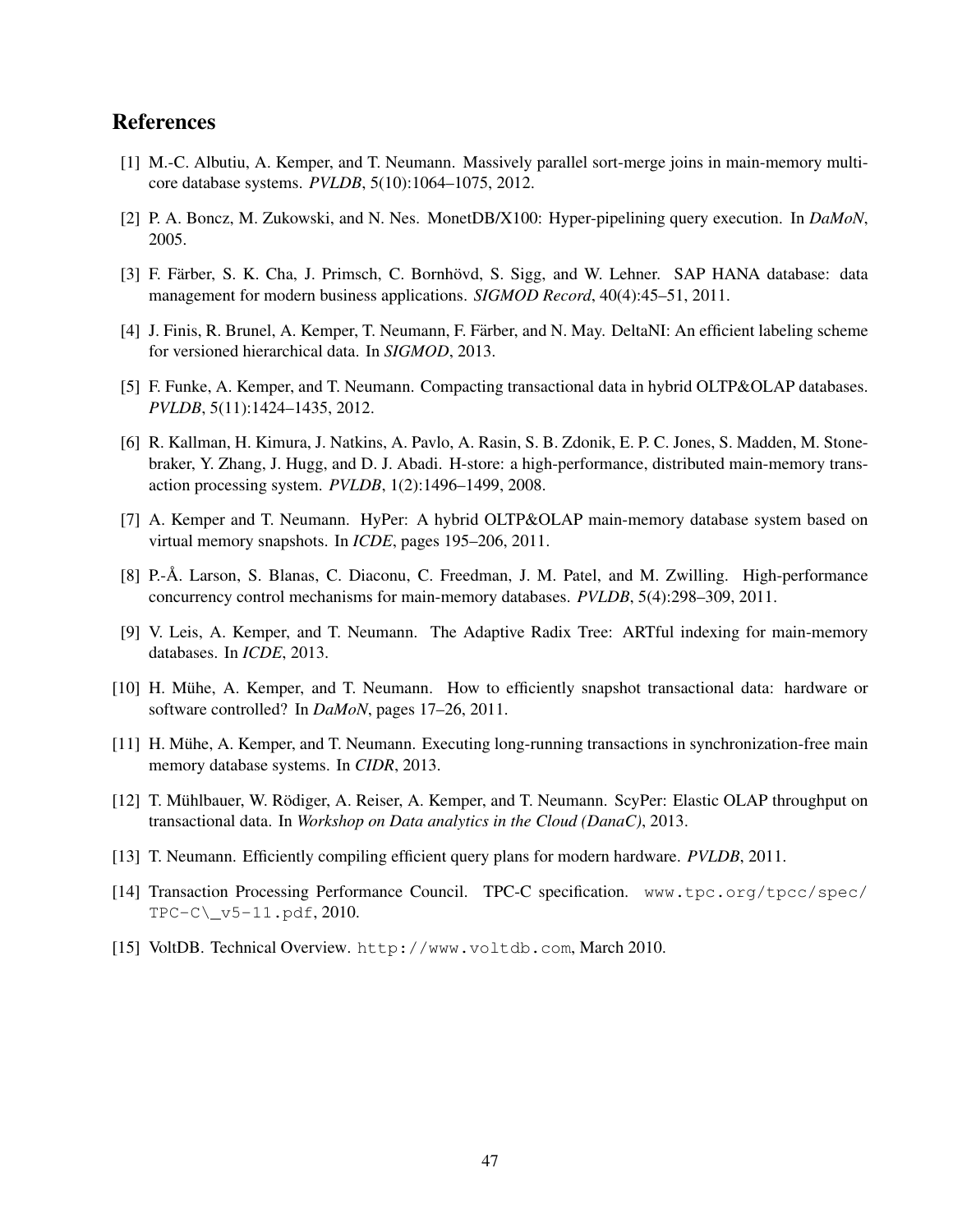# References

[1] M.-C. Albutiu, A. Kemper, and T. Neumann. Massively parallel sort-merge joins in main-memory multi-core database systems. *PVLDB*, 5(10):1064–1075, 2012.

[2] P. A. Boncz, M. Zukowski, and N. Nes. MonetDB/X100: Hyper-pipelining query execution. In *DaMoN*, 2005.

[3] F. Färber, S. K. Cha, J. Primsch, C. Bornhövd, S. Sigg, and W. Lehner. SAP HANA database: data management for modern business applications. *SIGMOD Record*, 40(4):45–51, 2011.

[4] J. Finis, R. Brunel, A. Kemper, T. Neumann, F. Färber, and N. May. DeltaNI: An efficient labeling scheme for versioned hierarchical data. In *SIGMOD*, 2013.

[5] F. Funke, A. Kemper, and T. Neumann. Compacting transactional data in hybrid OLTP&OLAP databases. *PVLDB*, 5(11):1424–1435, 2012.

[6] R. Kallman, H. Kimura, J. Natkins, A. Pavlo, A. Rasin, S. B. Zdonik, E. P. C. Jones, S. Madden, M. Stonebraker, Y. Zhang, J. Hugg, and D. J. Abadi. H-store: a high-performance, distributed main-memory transaction processing system. *PVLDB*, 1(2):1496–1499, 2008.

[7] A. Kemper and T. Neumann. HyPer: A hybrid OLTP&OLAP main-memory database system based on virtual memory snapshots. In *ICDE*, pages 195–206, 2011.

[8] P.-Å. Larson, S. Blanas, C. Diaconu, C. Freedman, J. M. Patel, and M. Zwilling. High-performance concurrency control mechanisms for main-memory databases. *PVLDB*, 5(4):298–309, 2011.

[9] V. Leis, A. Kemper, and T. Neumann. The Adaptive Radix Tree: ARTful indexing for main-memory databases. In *ICDE*, 2013.

[10] H. Mühe, A. Kemper, and T. Neumann. How to efficiently snapshot transactional data: hardware or software controlled? In *DaMoN*, pages 17–26, 2011.

[11] H. Mühe, A. Kemper, and T. Neumann. Executing long-running transactions in synchronization-free main memory database systems. In *CIDR*, 2013.

[12] T. Mühlbauer, W. Rödiger, A. Reiser, A. Kemper, and T. Neumann. ScyPer: Elastic OLAP throughput on transactional data. In *Workshop on Data analytics in the Cloud (DanaC)*, 2013.

[13] T. Neumann. Efficiently compiling efficient query plans for modern hardware. *PVLDB*, 2011.

[14] Transaction Processing Performance Council. TPC-C specification. `www.tpc.org/tpcc/spec/TPC-C\_v5-11.pdf`, 2010.

[15] VoltDB. Technical Overview. `http://www.voltdb.com`, March 2010.